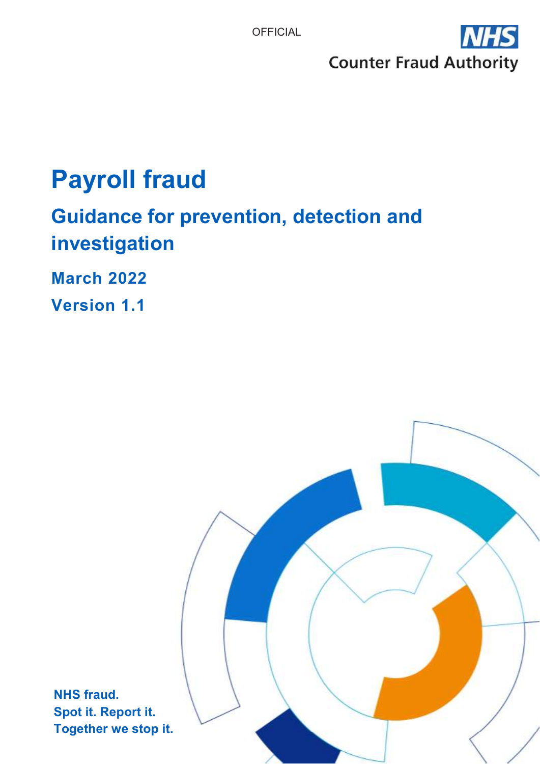OFFICIAL

NHS Counter Fraud Authority

# Payroll fraud

## Guidance for prevention, detection and investigation

**March 2022**

**Version 1.1**

**NHS fraud.**
**Spot it. Report it.**
**Together we stop it.**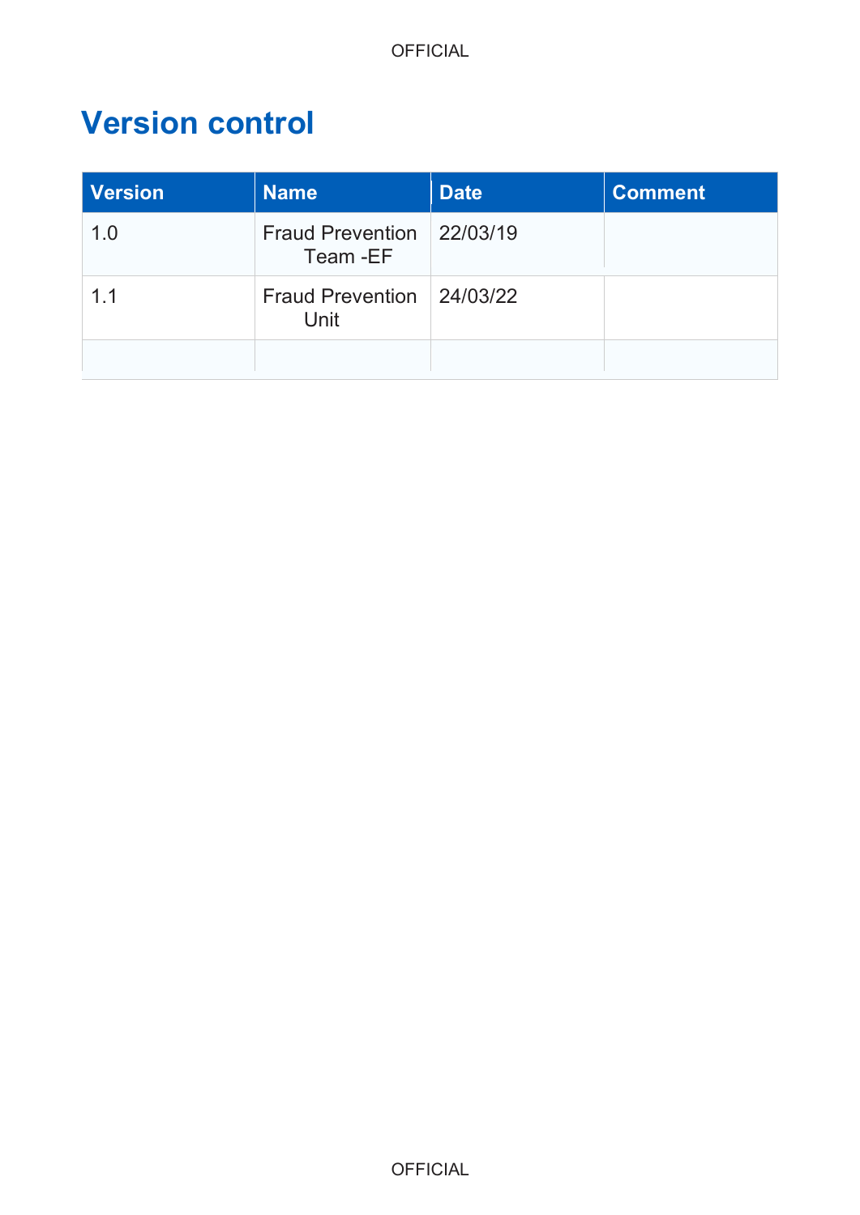# Version control

| Version | Name | Date | Comment |
|---|---|---|---|
| 1.0 | Fraud Prevention Team -EF | 22/03/19 | |
| 1.1 | Fraud Prevention Unit | 24/03/22 | |
| | | | |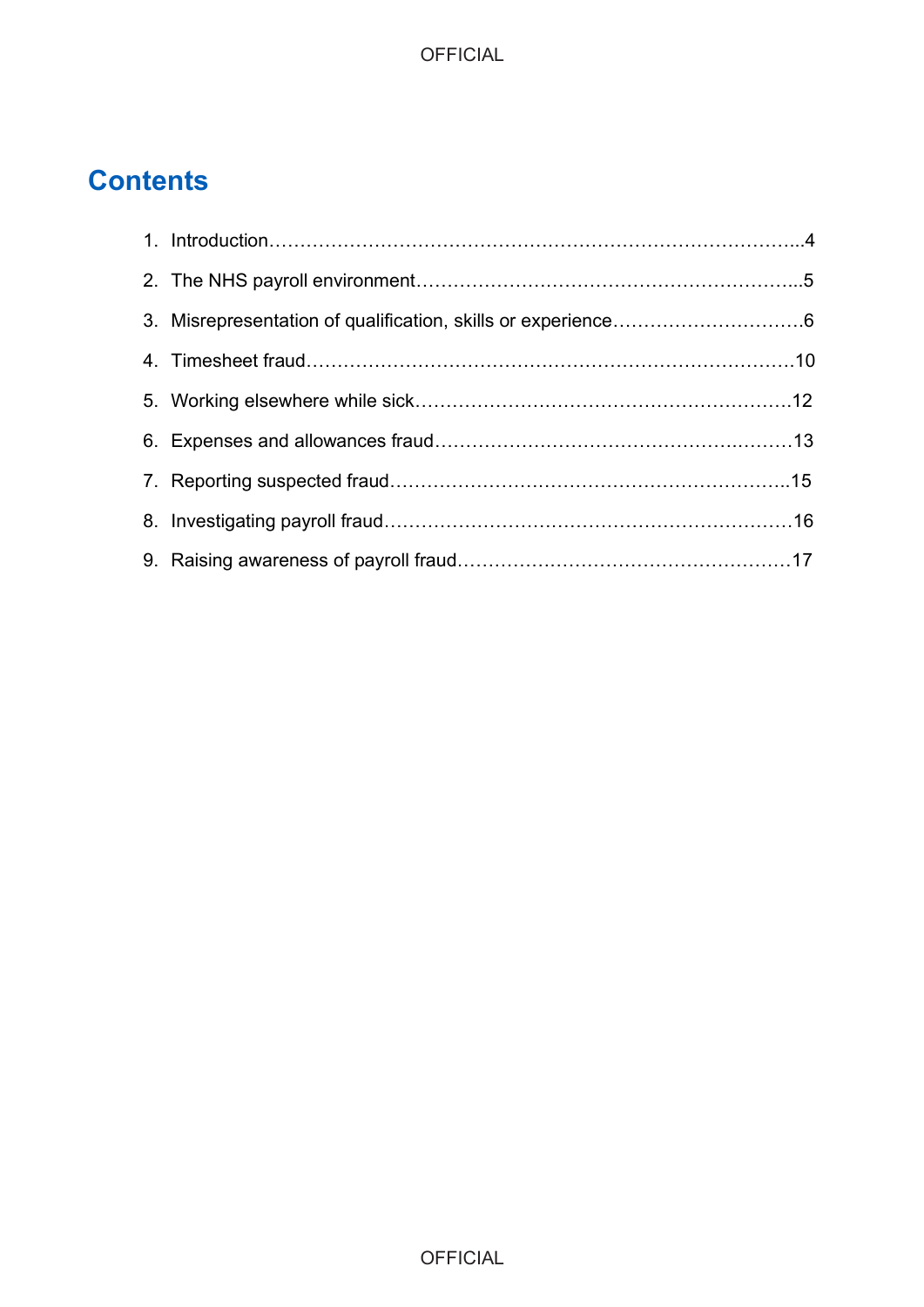# Contents

1. Introduction……………………………………………………………………………..4
2. The NHS payroll environment……………………………………………………..5
3. Misrepresentation of qualification, skills or experience…………………………6
4. Timesheet fraud……………………………………………………………………10
5. Working elsewhere while sick………………………………………………………12
6. Expenses and allowances fraud……………………………………………………13
7. Reporting suspected fraud…………………………………………………………..15
8. Investigating payroll fraud…………………………………………………………16
9. Raising awareness of payroll fraud………………………………………………17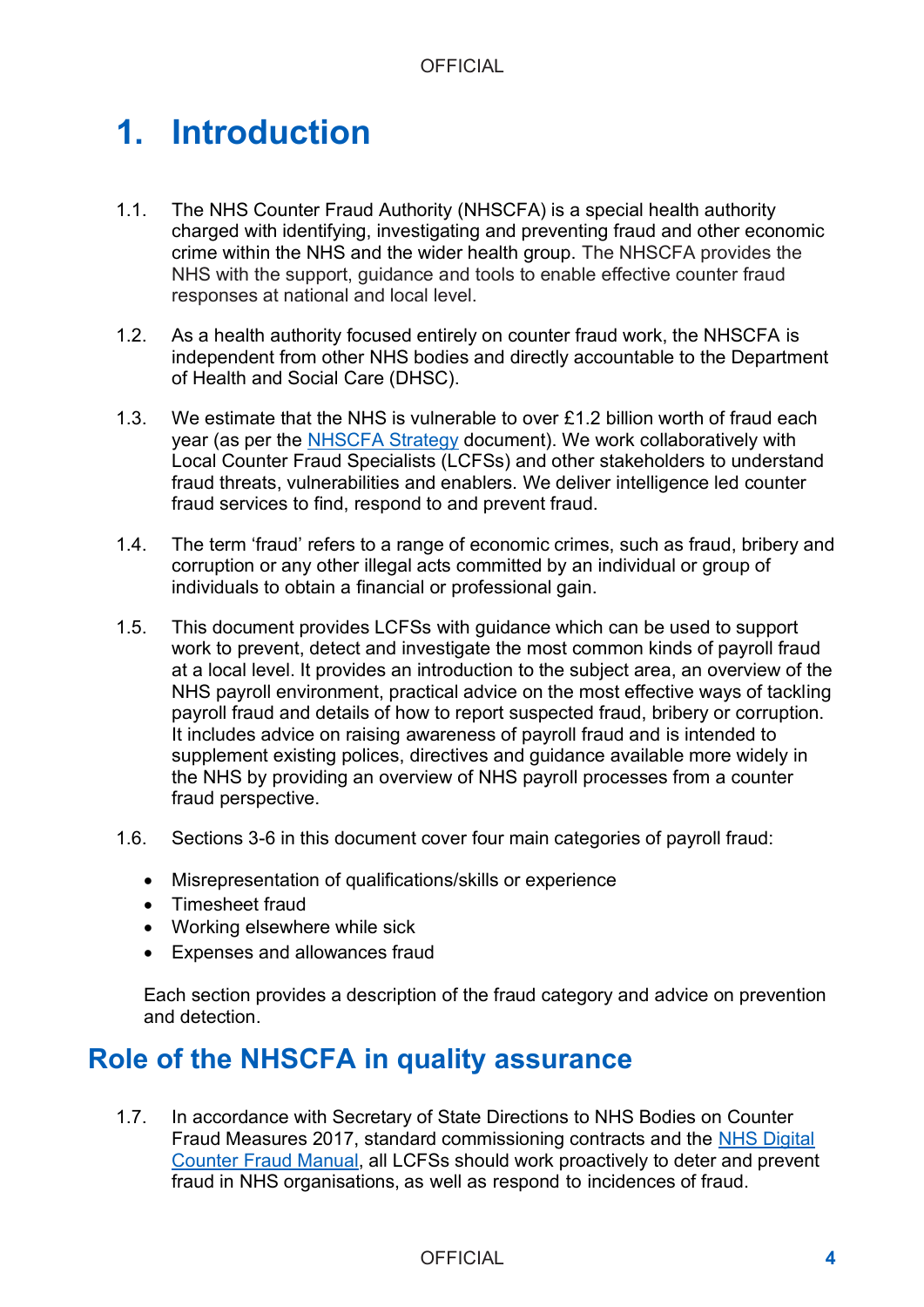# 1. Introduction

1.1. The NHS Counter Fraud Authority (NHSCFA) is a special health authority charged with identifying, investigating and preventing fraud and other economic crime within the NHS and the wider health group. The NHSCFA provides the NHS with the support, guidance and tools to enable effective counter fraud responses at national and local level.

1.2. As a health authority focused entirely on counter fraud work, the NHSCFA is independent from other NHS bodies and directly accountable to the Department of Health and Social Care (DHSC).

1.3. We estimate that the NHS is vulnerable to over £1.2 billion worth of fraud each year (as per the [NHSCFA Strategy]() document). We work collaboratively with Local Counter Fraud Specialists (LCFSs) and other stakeholders to understand fraud threats, vulnerabilities and enablers. We deliver intelligence led counter fraud services to find, respond to and prevent fraud.

1.4. The term 'fraud' refers to a range of economic crimes, such as fraud, bribery and corruption or any other illegal acts committed by an individual or group of individuals to obtain a financial or professional gain.

1.5. This document provides LCFSs with guidance which can be used to support work to prevent, detect and investigate the most common kinds of payroll fraud at a local level. It provides an introduction to the subject area, an overview of the NHS payroll environment, practical advice on the most effective ways of tackling payroll fraud and details of how to report suspected fraud, bribery or corruption. It includes advice on raising awareness of payroll fraud and is intended to supplement existing polices, directives and guidance available more widely in the NHS by providing an overview of NHS payroll processes from a counter fraud perspective.

1.6. Sections 3-6 in this document cover four main categories of payroll fraud:

- Misrepresentation of qualifications/skills or experience
- Timesheet fraud
- Working elsewhere while sick
- Expenses and allowances fraud

Each section provides a description of the fraud category and advice on prevention and detection.

## Role of the NHSCFA in quality assurance

1.7. In accordance with Secretary of State Directions to NHS Bodies on Counter Fraud Measures 2017, standard commissioning contracts and the [NHS Digital Counter Fraud Manual](), all LCFSs should work proactively to deter and prevent fraud in NHS organisations, as well as respond to incidences of fraud.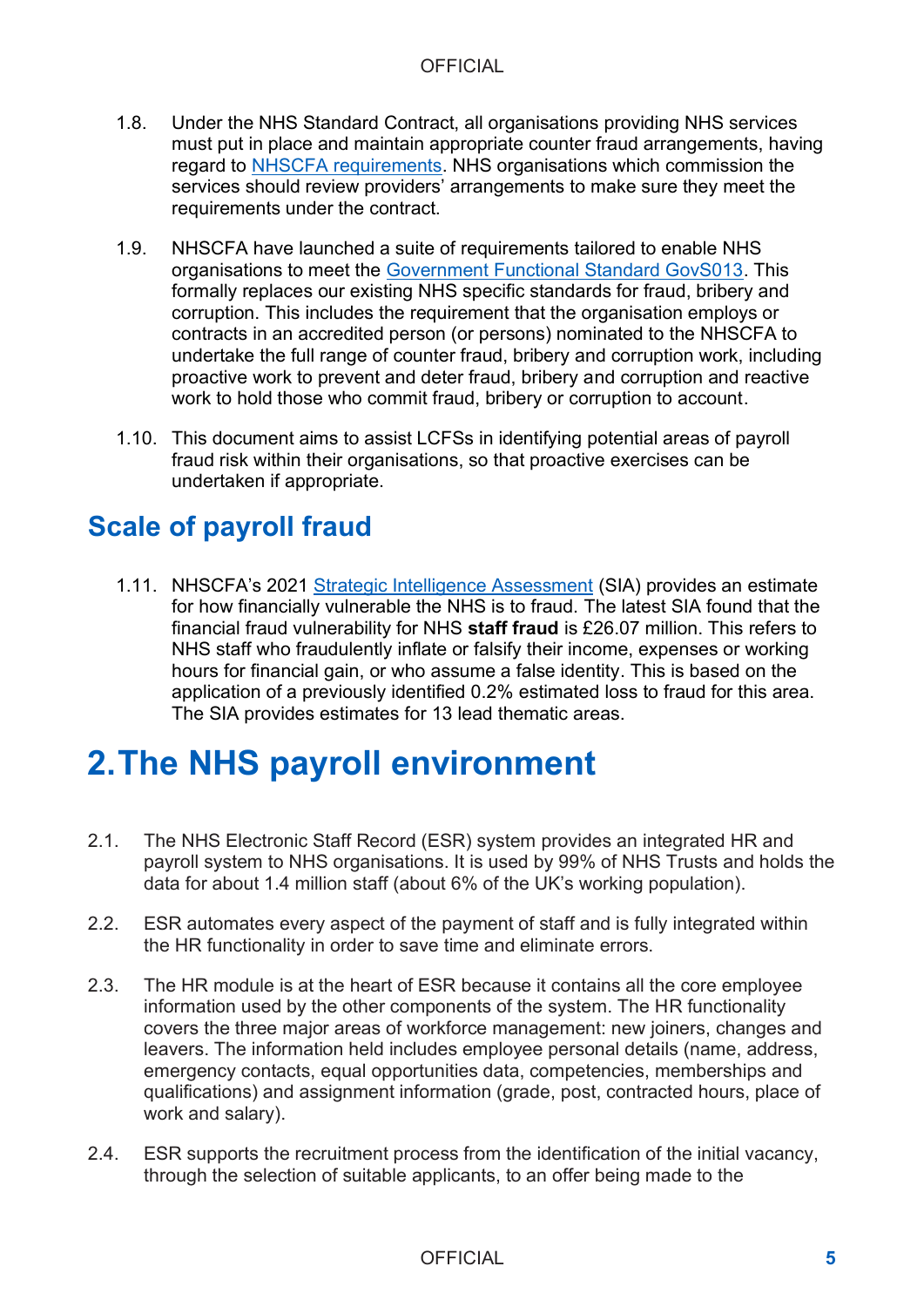1.8. Under the NHS Standard Contract, all organisations providing NHS services must put in place and maintain appropriate counter fraud arrangements, having regard to NHSCFA requirements. NHS organisations which commission the services should review providers' arrangements to make sure they meet the requirements under the contract.

1.9. NHSCFA have launched a suite of requirements tailored to enable NHS organisations to meet the Government Functional Standard GovS013. This formally replaces our existing NHS specific standards for fraud, bribery and corruption. This includes the requirement that the organisation employs or contracts in an accredited person (or persons) nominated to the NHSCFA to undertake the full range of counter fraud, bribery and corruption work, including proactive work to prevent and deter fraud, bribery and corruption and reactive work to hold those who commit fraud, bribery or corruption to account.

1.10. This document aims to assist LCFSs in identifying potential areas of payroll fraud risk within their organisations, so that proactive exercises can be undertaken if appropriate.

## Scale of payroll fraud

1.11. NHSCFA's 2021 Strategic Intelligence Assessment (SIA) provides an estimate for how financially vulnerable the NHS is to fraud. The latest SIA found that the financial fraud vulnerability for NHS **staff fraud** is £26.07 million. This refers to NHS staff who fraudulently inflate or falsify their income, expenses or working hours for financial gain, or who assume a false identity. This is based on the application of a previously identified 0.2% estimated loss to fraud for this area. The SIA provides estimates for 13 lead thematic areas.

# 2. The NHS payroll environment

2.1. The NHS Electronic Staff Record (ESR) system provides an integrated HR and payroll system to NHS organisations. It is used by 99% of NHS Trusts and holds the data for about 1.4 million staff (about 6% of the UK's working population).

2.2. ESR automates every aspect of the payment of staff and is fully integrated within the HR functionality in order to save time and eliminate errors.

2.3. The HR module is at the heart of ESR because it contains all the core employee information used by the other components of the system. The HR functionality covers the three major areas of workforce management: new joiners, changes and leavers. The information held includes employee personal details (name, address, emergency contacts, equal opportunities data, competencies, memberships and qualifications) and assignment information (grade, post, contracted hours, place of work and salary).

2.4. ESR supports the recruitment process from the identification of the initial vacancy, through the selection of suitable applicants, to an offer being made to the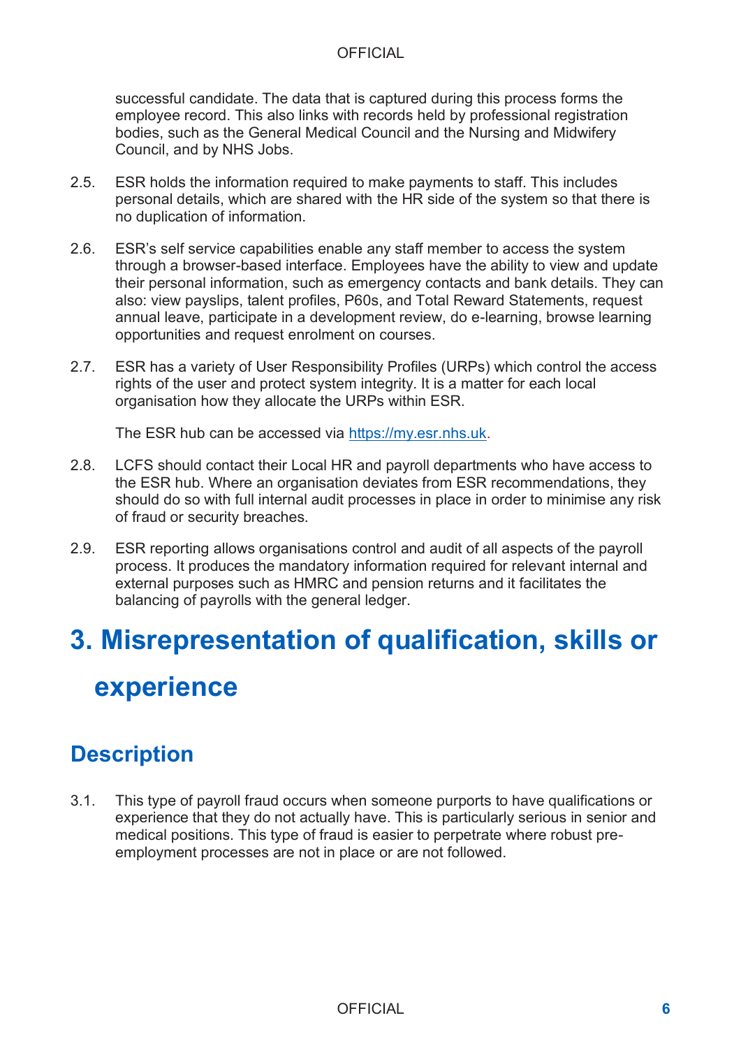successful candidate. The data that is captured during this process forms the employee record. This also links with records held by professional registration bodies, such as the General Medical Council and the Nursing and Midwifery Council, and by NHS Jobs.

2.5. ESR holds the information required to make payments to staff. This includes personal details, which are shared with the HR side of the system so that there is no duplication of information.

2.6. ESR's self service capabilities enable any staff member to access the system through a browser-based interface. Employees have the ability to view and update their personal information, such as emergency contacts and bank details. They can also: view payslips, talent profiles, P60s, and Total Reward Statements, request annual leave, participate in a development review, do e-learning, browse learning opportunities and request enrolment on courses.

2.7. ESR has a variety of User Responsibility Profiles (URPs) which control the access rights of the user and protect system integrity. It is a matter for each local organisation how they allocate the URPs within ESR.

The ESR hub can be accessed via [https://my.esr.nhs.uk](https://my.esr.nhs.uk).

2.8. LCFS should contact their Local HR and payroll departments who have access to the ESR hub. Where an organisation deviates from ESR recommendations, they should do so with full internal audit processes in place in order to minimise any risk of fraud or security breaches.

2.9. ESR reporting allows organisations control and audit of all aspects of the payroll process. It produces the mandatory information required for relevant internal and external purposes such as HMRC and pension returns and it facilitates the balancing of payrolls with the general ledger.

# 3. Misrepresentation of qualification, skills or experience

## Description

3.1. This type of payroll fraud occurs when someone purports to have qualifications or experience that they do not actually have. This is particularly serious in senior and medical positions. This type of fraud is easier to perpetrate where robust pre-employment processes are not in place or are not followed.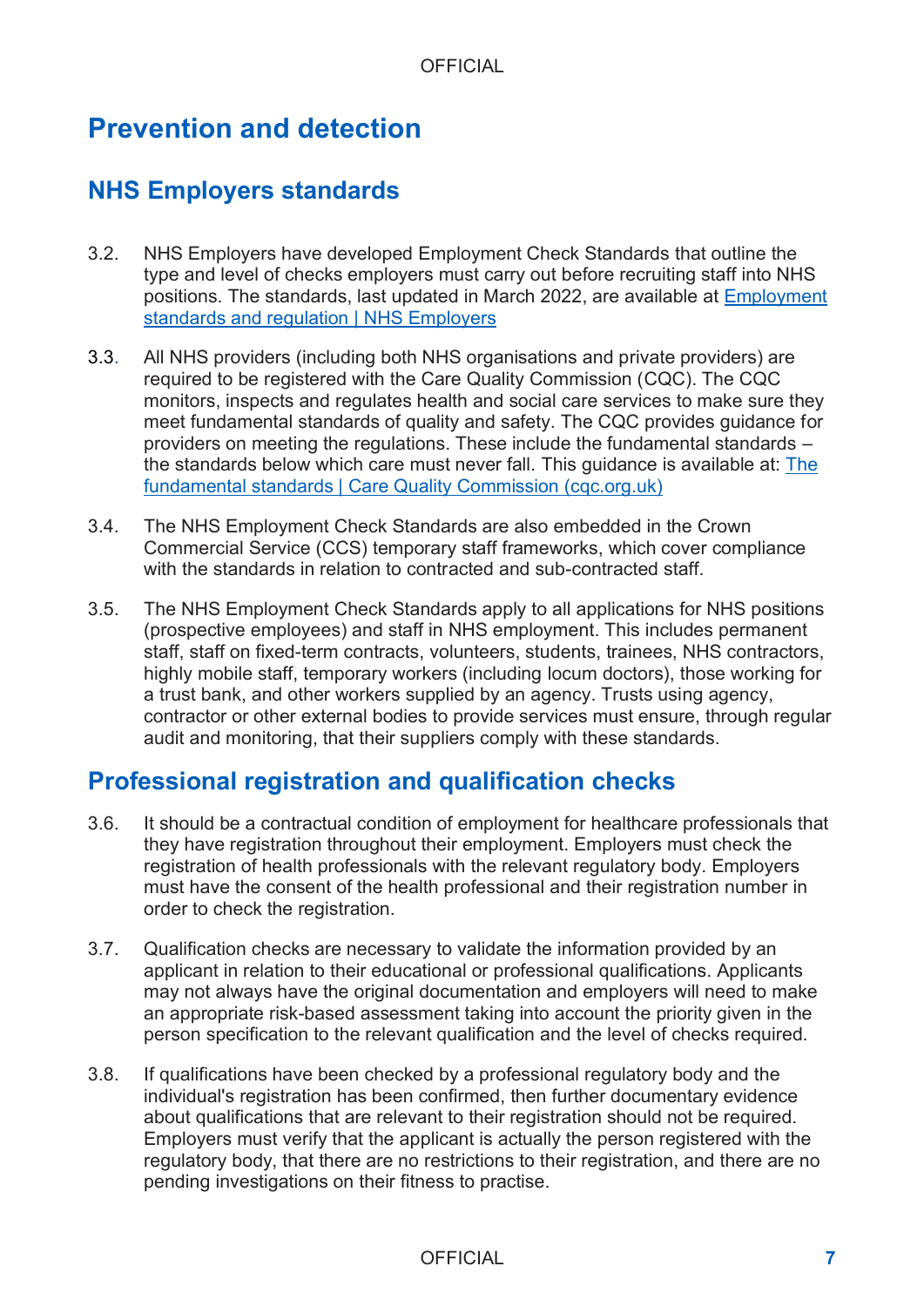# Prevention and detection

## NHS Employers standards

3.2. NHS Employers have developed Employment Check Standards that outline the type and level of checks employers must carry out before recruiting staff into NHS positions. The standards, last updated in March 2022, are available at [Employment standards and regulation | NHS Employers]()

3.3. All NHS providers (including both NHS organisations and private providers) are required to be registered with the Care Quality Commission (CQC). The CQC monitors, inspects and regulates health and social care services to make sure they meet fundamental standards of quality and safety. The CQC provides guidance for providers on meeting the regulations. These include the fundamental standards – the standards below which care must never fall. This guidance is available at: [The fundamental standards | Care Quality Commission (cqc.org.uk)]()

3.4. The NHS Employment Check Standards are also embedded in the Crown Commercial Service (CCS) temporary staff frameworks, which cover compliance with the standards in relation to contracted and sub-contracted staff.

3.5. The NHS Employment Check Standards apply to all applications for NHS positions (prospective employees) and staff in NHS employment. This includes permanent staff, staff on fixed-term contracts, volunteers, students, trainees, NHS contractors, highly mobile staff, temporary workers (including locum doctors), those working for a trust bank, and other workers supplied by an agency. Trusts using agency, contractor or other external bodies to provide services must ensure, through regular audit and monitoring, that their suppliers comply with these standards.

## Professional registration and qualification checks

3.6. It should be a contractual condition of employment for healthcare professionals that they have registration throughout their employment. Employers must check the registration of health professionals with the relevant regulatory body. Employers must have the consent of the health professional and their registration number in order to check the registration.

3.7. Qualification checks are necessary to validate the information provided by an applicant in relation to their educational or professional qualifications. Applicants may not always have the original documentation and employers will need to make an appropriate risk-based assessment taking into account the priority given in the person specification to the relevant qualification and the level of checks required.

3.8. If qualifications have been checked by a professional regulatory body and the individual's registration has been confirmed, then further documentary evidence about qualifications that are relevant to their registration should not be required. Employers must verify that the applicant is actually the person registered with the regulatory body, that there are no restrictions to their registration, and there are no pending investigations on their fitness to practise.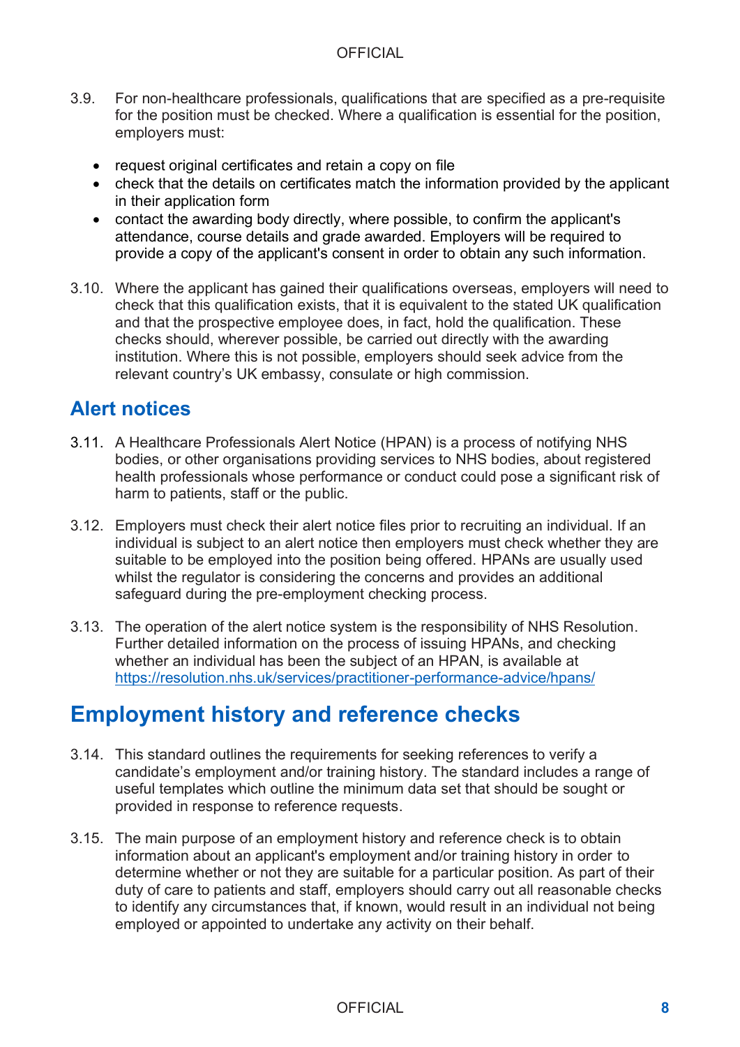3.9. For non-healthcare professionals, qualifications that are specified as a pre-requisite for the position must be checked. Where a qualification is essential for the position, employers must:

- request original certificates and retain a copy on file
- check that the details on certificates match the information provided by the applicant in their application form
- contact the awarding body directly, where possible, to confirm the applicant's attendance, course details and grade awarded. Employers will be required to provide a copy of the applicant's consent in order to obtain any such information.

3.10. Where the applicant has gained their qualifications overseas, employers will need to check that this qualification exists, that it is equivalent to the stated UK qualification and that the prospective employee does, in fact, hold the qualification. These checks should, wherever possible, be carried out directly with the awarding institution. Where this is not possible, employers should seek advice from the relevant country's UK embassy, consulate or high commission.

## Alert notices

3.11. A Healthcare Professionals Alert Notice (HPAN) is a process of notifying NHS bodies, or other organisations providing services to NHS bodies, about registered health professionals whose performance or conduct could pose a significant risk of harm to patients, staff or the public.

3.12. Employers must check their alert notice files prior to recruiting an individual. If an individual is subject to an alert notice then employers must check whether they are suitable to be employed into the position being offered. HPANs are usually used whilst the regulator is considering the concerns and provides an additional safeguard during the pre-employment checking process.

3.13. The operation of the alert notice system is the responsibility of NHS Resolution. Further detailed information on the process of issuing HPANs, and checking whether an individual has been the subject of an HPAN, is available at https://resolution.nhs.uk/services/practitioner-performance-advice/hpans/

# Employment history and reference checks

3.14. This standard outlines the requirements for seeking references to verify a candidate's employment and/or training history. The standard includes a range of useful templates which outline the minimum data set that should be sought or provided in response to reference requests.

3.15. The main purpose of an employment history and reference check is to obtain information about an applicant's employment and/or training history in order to determine whether or not they are suitable for a particular position. As part of their duty of care to patients and staff, employers should carry out all reasonable checks to identify any circumstances that, if known, would result in an individual not being employed or appointed to undertake any activity on their behalf.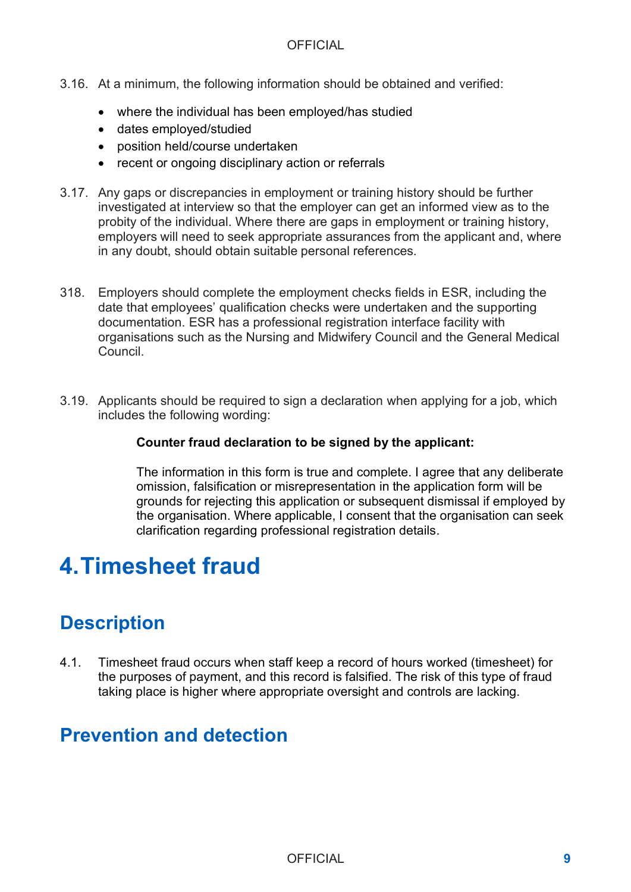3.16. At a minimum, the following information should be obtained and verified:

- where the individual has been employed/has studied
- dates employed/studied
- position held/course undertaken
- recent or ongoing disciplinary action or referrals

3.17. Any gaps or discrepancies in employment or training history should be further investigated at interview so that the employer can get an informed view as to the probity of the individual. Where there are gaps in employment or training history, employers will need to seek appropriate assurances from the applicant and, where in any doubt, should obtain suitable personal references.

318. Employers should complete the employment checks fields in ESR, including the date that employees' qualification checks were undertaken and the supporting documentation. ESR has a professional registration interface facility with organisations such as the Nursing and Midwifery Council and the General Medical Council.

3.19. Applicants should be required to sign a declaration when applying for a job, which includes the following wording:

> **Counter fraud declaration to be signed by the applicant:**
>
> The information in this form is true and complete. I agree that any deliberate omission, falsification or misrepresentation in the application form will be grounds for rejecting this application or subsequent dismissal if employed by the organisation. Where applicable, I consent that the organisation can seek clarification regarding professional registration details.

# 4. Timesheet fraud

## Description

4.1. Timesheet fraud occurs when staff keep a record of hours worked (timesheet) for the purposes of payment, and this record is falsified. The risk of this type of fraud taking place is higher where appropriate oversight and controls are lacking.

## Prevention and detection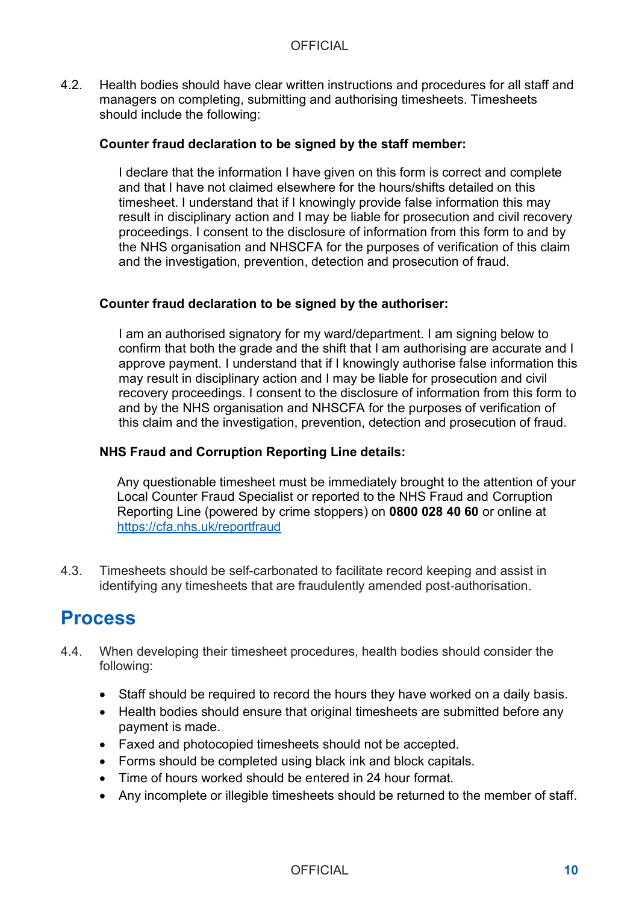4.2. Health bodies should have clear written instructions and procedures for all staff and managers on completing, submitting and authorising timesheets. Timesheets should include the following:

**Counter fraud declaration to be signed by the staff member:**

> I declare that the information I have given on this form is correct and complete and that I have not claimed elsewhere for the hours/shifts detailed on this timesheet. I understand that if I knowingly provide false information this may result in disciplinary action and I may be liable for prosecution and civil recovery proceedings. I consent to the disclosure of information from this form to and by the NHS organisation and NHSCFA for the purposes of verification of this claim and the investigation, prevention, detection and prosecution of fraud.

**Counter fraud declaration to be signed by the authoriser:**

> I am an authorised signatory for my ward/department. I am signing below to confirm that both the grade and the shift that I am authorising are accurate and I approve payment. I understand that if I knowingly authorise false information this may result in disciplinary action and I may be liable for prosecution and civil recovery proceedings. I consent to the disclosure of information from this form to and by the NHS organisation and NHSCFA for the purposes of verification of this claim and the investigation, prevention, detection and prosecution of fraud.

**NHS Fraud and Corruption Reporting Line details:**

> Any questionable timesheet must be immediately brought to the attention of your Local Counter Fraud Specialist or reported to the NHS Fraud and Corruption Reporting Line (powered by crime stoppers) on **0800 028 40 60** or online at [https://cfa.nhs.uk/reportfraud](https://cfa.nhs.uk/reportfraud)

4.3. Timesheets should be self-carbonated to facilitate record keeping and assist in identifying any timesheets that are fraudulently amended post-authorisation.

## Process

4.4. When developing their timesheet procedures, health bodies should consider the following:

- Staff should be required to record the hours they have worked on a daily basis.
- Health bodies should ensure that original timesheets are submitted before any payment is made.
- Faxed and photocopied timesheets should not be accepted.
- Forms should be completed using black ink and block capitals.
- Time of hours worked should be entered in 24 hour format.
- Any incomplete or illegible timesheets should be returned to the member of staff.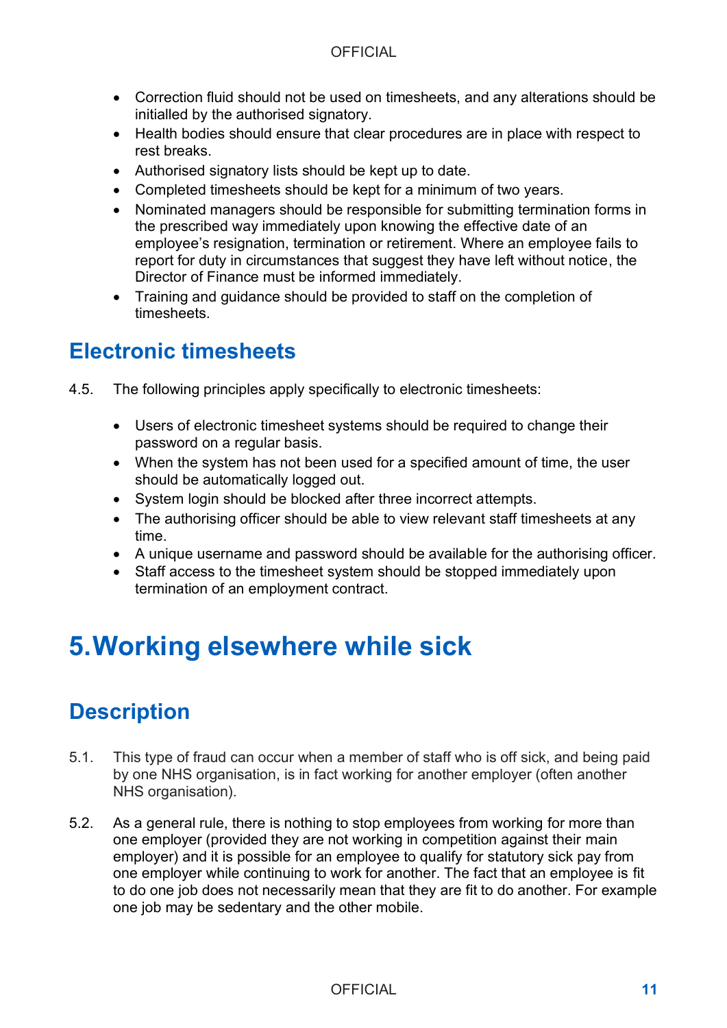- Correction fluid should not be used on timesheets, and any alterations should be initialled by the authorised signatory.
- Health bodies should ensure that clear procedures are in place with respect to rest breaks.
- Authorised signatory lists should be kept up to date.
- Completed timesheets should be kept for a minimum of two years.
- Nominated managers should be responsible for submitting termination forms in the prescribed way immediately upon knowing the effective date of an employee's resignation, termination or retirement. Where an employee fails to report for duty in circumstances that suggest they have left without notice, the Director of Finance must be informed immediately.
- Training and guidance should be provided to staff on the completion of timesheets.

## Electronic timesheets

4.5. The following principles apply specifically to electronic timesheets:

- Users of electronic timesheet systems should be required to change their password on a regular basis.
- When the system has not been used for a specified amount of time, the user should be automatically logged out.
- System login should be blocked after three incorrect attempts.
- The authorising officer should be able to view relevant staff timesheets at any time.
- A unique username and password should be available for the authorising officer.
- Staff access to the timesheet system should be stopped immediately upon termination of an employment contract.

# 5. Working elsewhere while sick

## Description

5.1. This type of fraud can occur when a member of staff who is off sick, and being paid by one NHS organisation, is in fact working for another employer (often another NHS organisation).

5.2. As a general rule, there is nothing to stop employees from working for more than one employer (provided they are not working in competition against their main employer) and it is possible for an employee to qualify for statutory sick pay from one employer while continuing to work for another. The fact that an employee is fit to do one job does not necessarily mean that they are fit to do another. For example one job may be sedentary and the other mobile.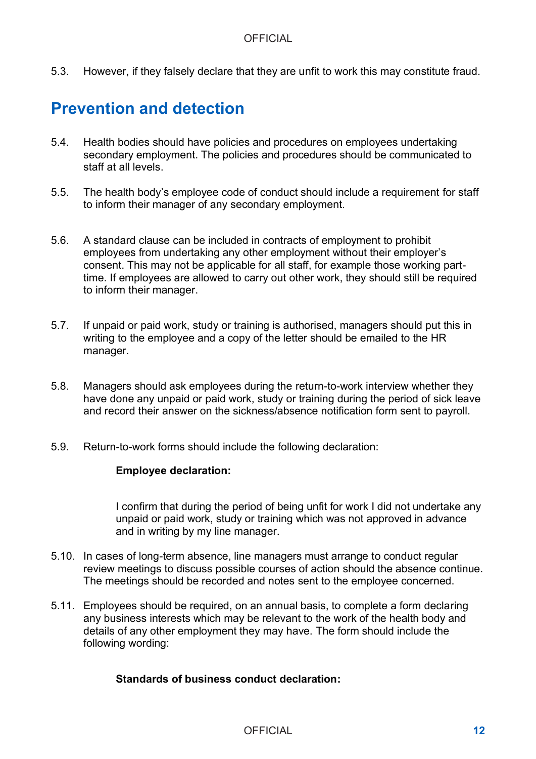5.3. However, if they falsely declare that they are unfit to work this may constitute fraud.

## Prevention and detection

5.4. Health bodies should have policies and procedures on employees undertaking secondary employment. The policies and procedures should be communicated to staff at all levels.

5.5. The health body's employee code of conduct should include a requirement for staff to inform their manager of any secondary employment.

5.6. A standard clause can be included in contracts of employment to prohibit employees from undertaking any other employment without their employer's consent. This may not be applicable for all staff, for example those working part-time. If employees are allowed to carry out other work, they should still be required to inform their manager.

5.7. If unpaid or paid work, study or training is authorised, managers should put this in writing to the employee and a copy of the letter should be emailed to the HR manager.

5.8. Managers should ask employees during the return-to-work interview whether they have done any unpaid or paid work, study or training during the period of sick leave and record their answer on the sickness/absence notification form sent to payroll.

5.9. Return-to-work forms should include the following declaration:

> **Employee declaration:**
>
> I confirm that during the period of being unfit for work I did not undertake any unpaid or paid work, study or training which was not approved in advance and in writing by my line manager.

5.10. In cases of long-term absence, line managers must arrange to conduct regular review meetings to discuss possible courses of action should the absence continue. The meetings should be recorded and notes sent to the employee concerned.

5.11. Employees should be required, on an annual basis, to complete a form declaring any business interests which may be relevant to the work of the health body and details of any other employment they may have. The form should include the following wording:

> **Standards of business conduct declaration:**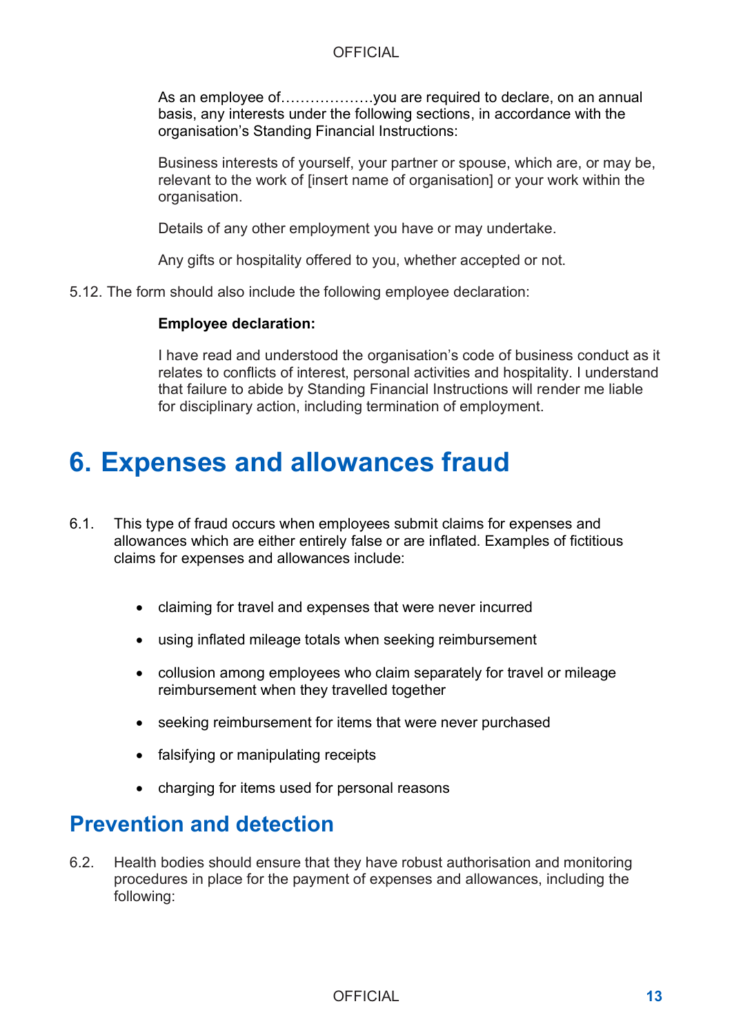As an employee of………………you are required to declare, on an annual basis, any interests under the following sections, in accordance with the organisation's Standing Financial Instructions:

Business interests of yourself, your partner or spouse, which are, or may be, relevant to the work of [insert name of organisation] or your work within the organisation.

Details of any other employment you have or may undertake.

Any gifts or hospitality offered to you, whether accepted or not.

5.12. The form should also include the following employee declaration:

**Employee declaration:**

I have read and understood the organisation's code of business conduct as it relates to conflicts of interest, personal activities and hospitality. I understand that failure to abide by Standing Financial Instructions will render me liable for disciplinary action, including termination of employment.

# 6. Expenses and allowances fraud

6.1. This type of fraud occurs when employees submit claims for expenses and allowances which are either entirely false or are inflated. Examples of fictitious claims for expenses and allowances include:

- claiming for travel and expenses that were never incurred
- using inflated mileage totals when seeking reimbursement
- collusion among employees who claim separately for travel or mileage reimbursement when they travelled together
- seeking reimbursement for items that were never purchased
- falsifying or manipulating receipts
- charging for items used for personal reasons

## Prevention and detection

6.2. Health bodies should ensure that they have robust authorisation and monitoring procedures in place for the payment of expenses and allowances, including the following: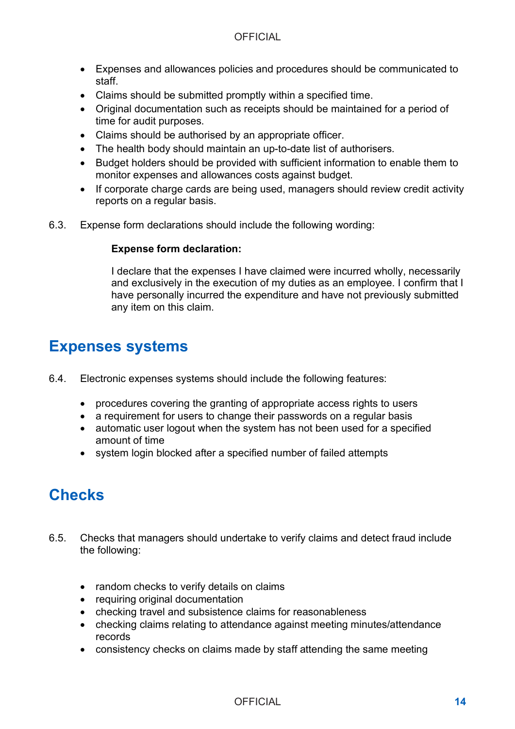- Expenses and allowances policies and procedures should be communicated to staff.
- Claims should be submitted promptly within a specified time.
- Original documentation such as receipts should be maintained for a period of time for audit purposes.
- Claims should be authorised by an appropriate officer.
- The health body should maintain an up-to-date list of authorisers.
- Budget holders should be provided with sufficient information to enable them to monitor expenses and allowances costs against budget.
- If corporate charge cards are being used, managers should review credit activity reports on a regular basis.

6.3. Expense form declarations should include the following wording:

> **Expense form declaration:**
>
> I declare that the expenses I have claimed were incurred wholly, necessarily and exclusively in the execution of my duties as an employee. I confirm that I have personally incurred the expenditure and have not previously submitted any item on this claim.

## Expenses systems

6.4. Electronic expenses systems should include the following features:

- procedures covering the granting of appropriate access rights to users
- a requirement for users to change their passwords on a regular basis
- automatic user logout when the system has not been used for a specified amount of time
- system login blocked after a specified number of failed attempts

## Checks

6.5. Checks that managers should undertake to verify claims and detect fraud include the following:

- random checks to verify details on claims
- requiring original documentation
- checking travel and subsistence claims for reasonableness
- checking claims relating to attendance against meeting minutes/attendance records
- consistency checks on claims made by staff attending the same meeting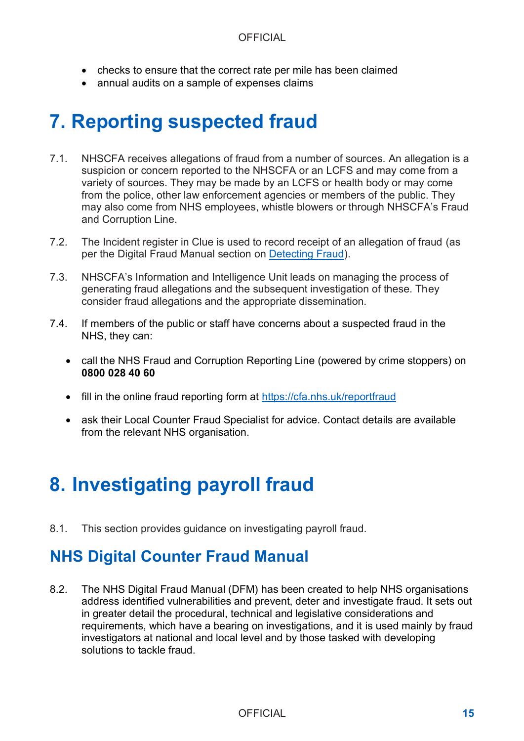- checks to ensure that the correct rate per mile has been claimed
- annual audits on a sample of expenses claims

# 7. Reporting suspected fraud

7.1. NHSCFA receives allegations of fraud from a number of sources. An allegation is a suspicion or concern reported to the NHSCFA or an LCFS and may come from a variety of sources. They may be made by an LCFS or health body or may come from the police, other law enforcement agencies or members of the public. They may also come from NHS employees, whistle blowers or through NHSCFA's Fraud and Corruption Line.

7.2. The Incident register in Clue is used to record receipt of an allegation of fraud (as per the Digital Fraud Manual section on [Detecting Fraud](#)).

7.3. NHSCFA's Information and Intelligence Unit leads on managing the process of generating fraud allegations and the subsequent investigation of these. They consider fraud allegations and the appropriate dissemination.

7.4. If members of the public or staff have concerns about a suspected fraud in the NHS, they can:

- call the NHS Fraud and Corruption Reporting Line (powered by crime stoppers) on **0800 028 40 60**
- fill in the online fraud reporting form at [https://cfa.nhs.uk/reportfraud](https://cfa.nhs.uk/reportfraud)
- ask their Local Counter Fraud Specialist for advice. Contact details are available from the relevant NHS organisation.

# 8. Investigating payroll fraud

8.1. This section provides guidance on investigating payroll fraud.

## NHS Digital Counter Fraud Manual

8.2. The NHS Digital Fraud Manual (DFM) has been created to help NHS organisations address identified vulnerabilities and prevent, deter and investigate fraud. It sets out in greater detail the procedural, technical and legislative considerations and requirements, which have a bearing on investigations, and it is used mainly by fraud investigators at national and local level and by those tasked with developing solutions to tackle fraud.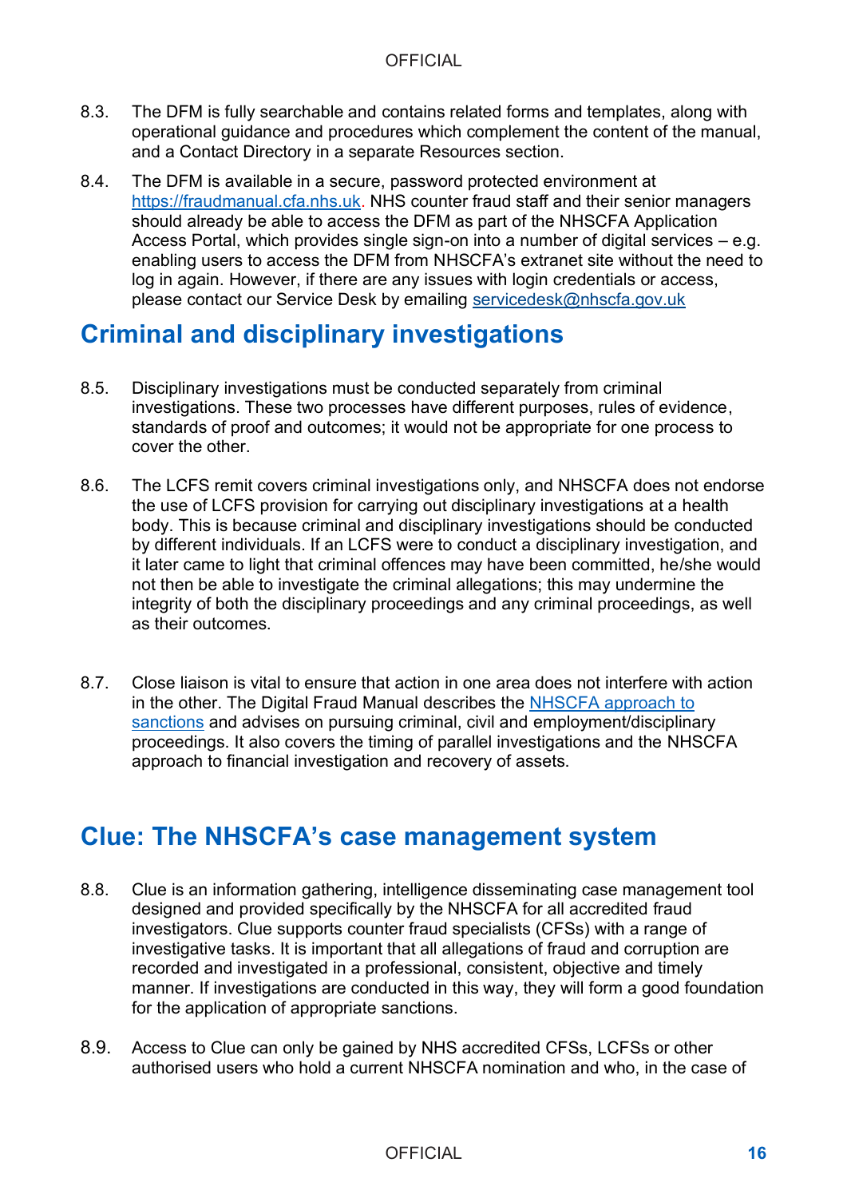8.3. The DFM is fully searchable and contains related forms and templates, along with operational guidance and procedures which complement the content of the manual, and a Contact Directory in a separate Resources section.

8.4. The DFM is available in a secure, password protected environment at [https://fraudmanual.cfa.nhs.uk](https://fraudmanual.cfa.nhs.uk). NHS counter fraud staff and their senior managers should already be able to access the DFM as part of the NHSCFA Application Access Portal, which provides single sign-on into a number of digital services – e.g. enabling users to access the DFM from NHSCFA's extranet site without the need to log in again. However, if there are any issues with login credentials or access, please contact our Service Desk by emailing [servicedesk@nhscfa.gov.uk](mailto:servicedesk@nhscfa.gov.uk)

## Criminal and disciplinary investigations

8.5. Disciplinary investigations must be conducted separately from criminal investigations. These two processes have different purposes, rules of evidence, standards of proof and outcomes; it would not be appropriate for one process to cover the other.

8.6. The LCFS remit covers criminal investigations only, and NHSCFA does not endorse the use of LCFS provision for carrying out disciplinary investigations at a health body. This is because criminal and disciplinary investigations should be conducted by different individuals. If an LCFS were to conduct a disciplinary investigation, and it later came to light that criminal offences may have been committed, he/she would not then be able to investigate the criminal allegations; this may undermine the integrity of both the disciplinary proceedings and any criminal proceedings, as well as their outcomes.

8.7. Close liaison is vital to ensure that action in one area does not interfere with action in the other. The Digital Fraud Manual describes the NHSCFA approach to sanctions and advises on pursuing criminal, civil and employment/disciplinary proceedings. It also covers the timing of parallel investigations and the NHSCFA approach to financial investigation and recovery of assets.

## Clue: The NHSCFA's case management system

8.8. Clue is an information gathering, intelligence disseminating case management tool designed and provided specifically by the NHSCFA for all accredited fraud investigators. Clue supports counter fraud specialists (CFSs) with a range of investigative tasks. It is important that all allegations of fraud and corruption are recorded and investigated in a professional, consistent, objective and timely manner. If investigations are conducted in this way, they will form a good foundation for the application of appropriate sanctions.

8.9. Access to Clue can only be gained by NHS accredited CFSs, LCFSs or other authorised users who hold a current NHSCFA nomination and who, in the case of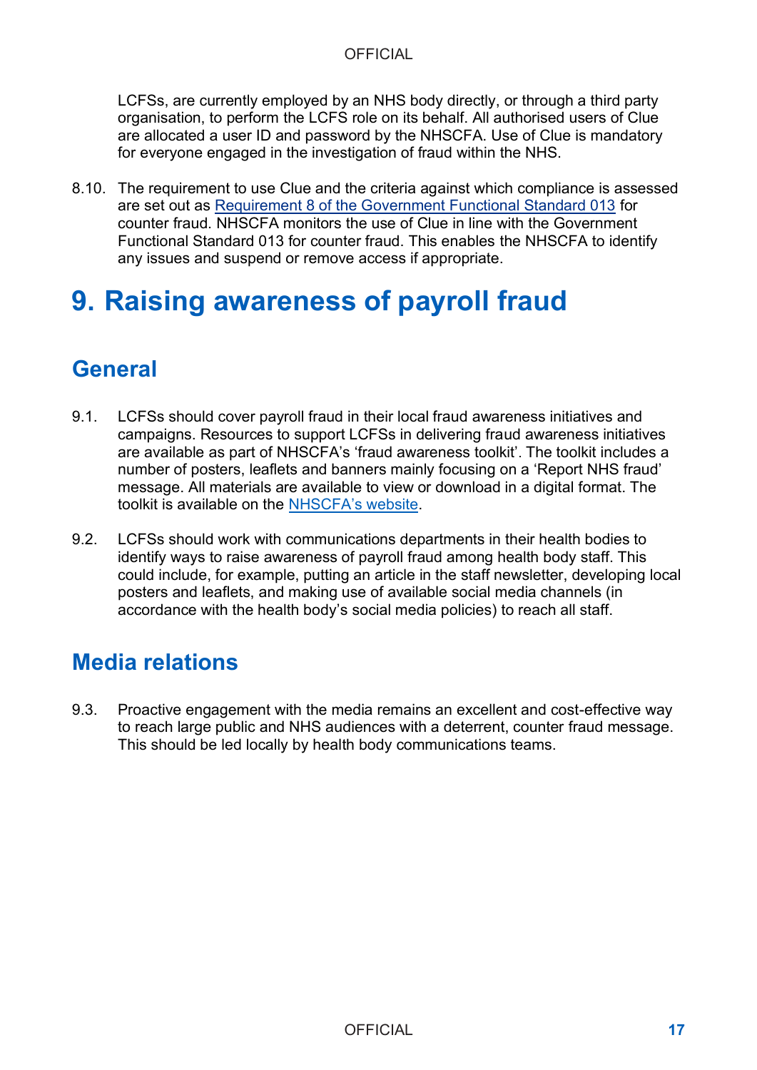LCFSs, are currently employed by an NHS body directly, or through a third party organisation, to perform the LCFS role on its behalf. All authorised users of Clue are allocated a user ID and password by the NHSCFA. Use of Clue is mandatory for everyone engaged in the investigation of fraud within the NHS.

8.10. The requirement to use Clue and the criteria against which compliance is assessed are set out as Requirement 8 of the Government Functional Standard 013 for counter fraud. NHSCFA monitors the use of Clue in line with the Government Functional Standard 013 for counter fraud. This enables the NHSCFA to identify any issues and suspend or remove access if appropriate.

# 9. Raising awareness of payroll fraud

## General

9.1. LCFSs should cover payroll fraud in their local fraud awareness initiatives and campaigns. Resources to support LCFSs in delivering fraud awareness initiatives are available as part of NHSCFA's 'fraud awareness toolkit'. The toolkit includes a number of posters, leaflets and banners mainly focusing on a 'Report NHS fraud' message. All materials are available to view or download in a digital format. The toolkit is available on the NHSCFA's website.

9.2. LCFSs should work with communications departments in their health bodies to identify ways to raise awareness of payroll fraud among health body staff. This could include, for example, putting an article in the staff newsletter, developing local posters and leaflets, and making use of available social media channels (in accordance with the health body's social media policies) to reach all staff.

## Media relations

9.3. Proactive engagement with the media remains an excellent and cost-effective way to reach large public and NHS audiences with a deterrent, counter fraud message. This should be led locally by health body communications teams.